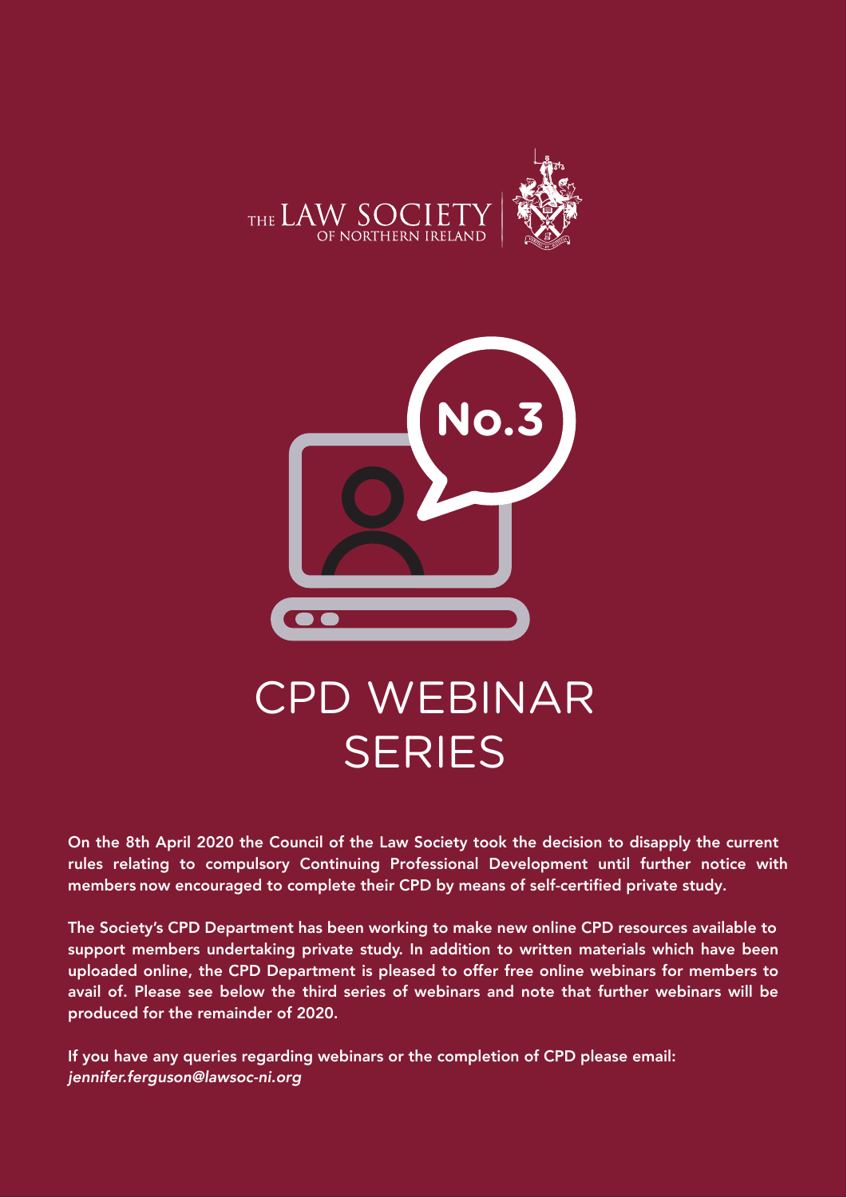THE LAW SOCIETY OF NORTHERN IRELAND

No.3

# CPD WEBINAR SERIES

**On the 8th April 2020 the Council of the Law Society took the decision to disapply the current rules relating to compulsory Continuing Professional Development until further notice with members now encouraged to complete their CPD by means of self-certified private study.**

**The Society's CPD Department has been working to make new online CPD resources available to support members undertaking private study. In addition to written materials which have been uploaded online, the CPD Department is pleased to offer free online webinars for members to avail of. Please see below the third series of webinars and note that further webinars will be produced for the remainder of 2020.**

**If you have any queries regarding webinars or the completion of CPD please email:** *jennifer.ferguson@lawsoc-ni.org*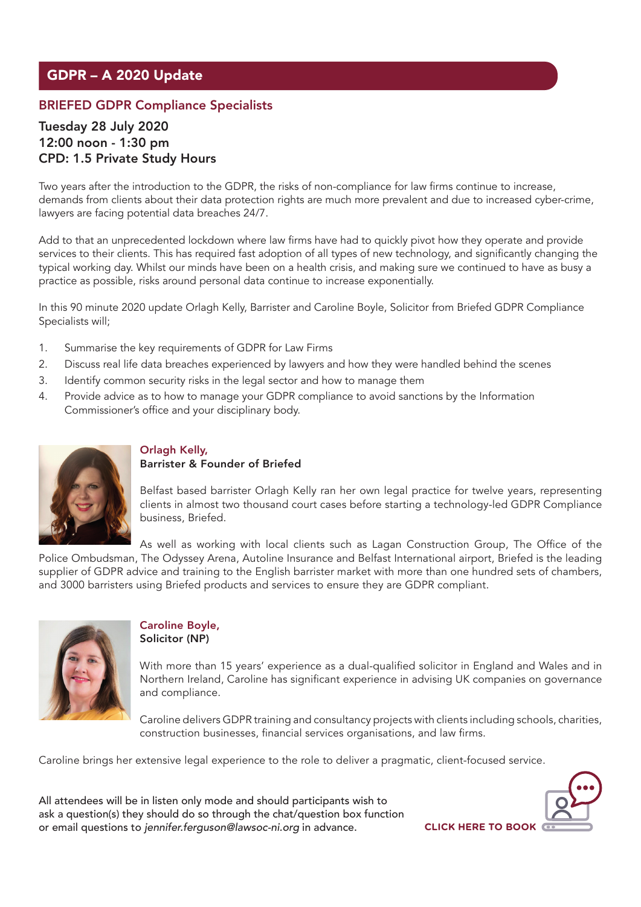## GDPR – A 2020 Update

### BRIEFED GDPR Compliance Specialists

**Tuesday 28 July 2020**
**12:00 noon - 1:30 pm**
**CPD: 1.5 Private Study Hours**

Two years after the introduction to the GDPR, the risks of non-compliance for law firms continue to increase, demands from clients about their data protection rights are much more prevalent and due to increased cyber-crime, lawyers are facing potential data breaches 24/7.

Add to that an unprecedented lockdown where law firms have had to quickly pivot how they operate and provide services to their clients. This has required fast adoption of all types of new technology, and significantly changing the typical working day. Whilst our minds have been on a health crisis, and making sure we continued to have as busy a practice as possible, risks around personal data continue to increase exponentially.

In this 90 minute 2020 update Orlagh Kelly, Barrister and Caroline Boyle, Solicitor from Briefed GDPR Compliance Specialists will;

1. Summarise the key requirements of GDPR for Law Firms
2. Discuss real life data breaches experienced by lawyers and how they were handled behind the scenes
3. Identify common security risks in the legal sector and how to manage them
4. Provide advice as to how to manage your GDPR compliance to avoid sanctions by the Information Commissioner's office and your disciplinary body.

**Orlagh Kelly,**
**Barrister & Founder of Briefed**

Belfast based barrister Orlagh Kelly ran her own legal practice for twelve years, representing clients in almost two thousand court cases before starting a technology-led GDPR Compliance business, Briefed.

As well as working with local clients such as Lagan Construction Group, The Office of the Police Ombudsman, The Odyssey Arena, Autoline Insurance and Belfast International airport, Briefed is the leading supplier of GDPR advice and training to the English barrister market with more than one hundred sets of chambers, and 3000 barristers using Briefed products and services to ensure they are GDPR compliant.

**Caroline Boyle,**
**Solicitor (NP)**

With more than 15 years' experience as a dual-qualified solicitor in England and Wales and in Northern Ireland, Caroline has significant experience in advising UK companies on governance and compliance.

Caroline delivers GDPR training and consultancy projects with clients including schools, charities, construction businesses, financial services organisations, and law firms.

Caroline brings her extensive legal experience to the role to deliver a pragmatic, client-focused service.

All attendees will be in listen only mode and should participants wish to ask a question(s) they should do so through the chat/question box function or email questions to *jennifer.ferguson@lawsoc-ni.org* in advance.

**CLICK HERE TO BOOK**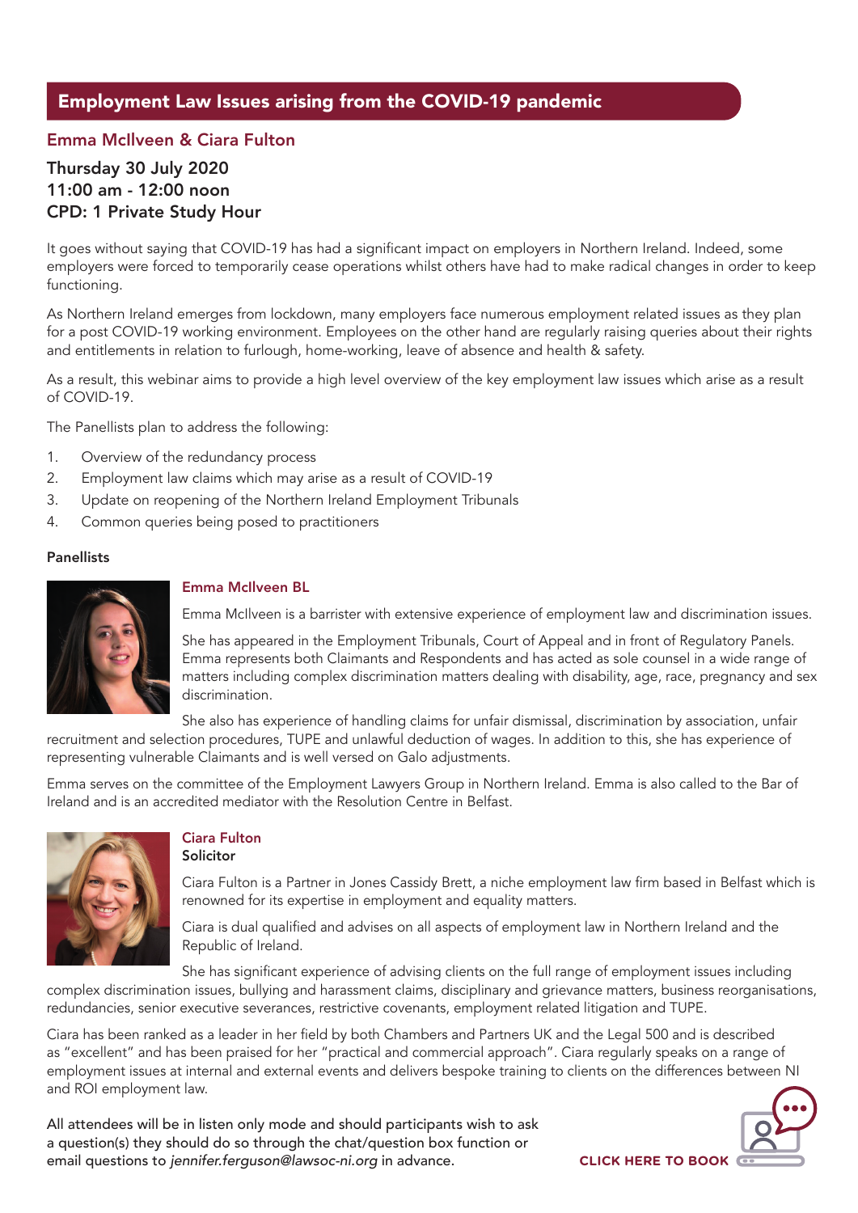## Employment Law Issues arising from the COVID-19 pandemic

### Emma McIlveen & Ciara Fulton

**Thursday 30 July 2020**
**11:00 am - 12:00 noon**
**CPD: 1 Private Study Hour**

It goes without saying that COVID-19 has had a significant impact on employers in Northern Ireland. Indeed, some employers were forced to temporarily cease operations whilst others have had to make radical changes in order to keep functioning.

As Northern Ireland emerges from lockdown, many employers face numerous employment related issues as they plan for a post COVID-19 working environment. Employees on the other hand are regularly raising queries about their rights and entitlements in relation to furlough, home-working, leave of absence and health & safety.

As a result, this webinar aims to provide a high level overview of the key employment law issues which arise as a result of COVID-19.

The Panellists plan to address the following:

1. Overview of the redundancy process
2. Employment law claims which may arise as a result of COVID-19
3. Update on reopening of the Northern Ireland Employment Tribunals
4. Common queries being posed to practitioners

**Panellists**

**Emma McIlveen BL**

Emma McIlveen is a barrister with extensive experience of employment law and discrimination issues.

She has appeared in the Employment Tribunals, Court of Appeal and in front of Regulatory Panels. Emma represents both Claimants and Respondents and has acted as sole counsel in a wide range of matters including complex discrimination matters dealing with disability, age, race, pregnancy and sex discrimination.

She also has experience of handling claims for unfair dismissal, discrimination by association, unfair recruitment and selection procedures, TUPE and unlawful deduction of wages. In addition to this, she has experience of representing vulnerable Claimants and is well versed on Galo adjustments.

Emma serves on the committee of the Employment Lawyers Group in Northern Ireland. Emma is also called to the Bar of Ireland and is an accredited mediator with the Resolution Centre in Belfast.

**Ciara Fulton**
**Solicitor**

Ciara Fulton is a Partner in Jones Cassidy Brett, a niche employment law firm based in Belfast which is renowned for its expertise in employment and equality matters.

Ciara is dual qualified and advises on all aspects of employment law in Northern Ireland and the Republic of Ireland.

She has significant experience of advising clients on the full range of employment issues including complex discrimination issues, bullying and harassment claims, disciplinary and grievance matters, business reorganisations, redundancies, senior executive severances, restrictive covenants, employment related litigation and TUPE.

Ciara has been ranked as a leader in her field by both Chambers and Partners UK and the Legal 500 and is described as "excellent" and has been praised for her "practical and commercial approach". Ciara regularly speaks on a range of employment issues at internal and external events and delivers bespoke training to clients on the differences between NI and ROI employment law.

All attendees will be in listen only mode and should participants wish to ask a question(s) they should do so through the chat/question box function or email questions to *jennifer.ferguson@lawsoc-ni.org* in advance.

**CLICK HERE TO BOOK**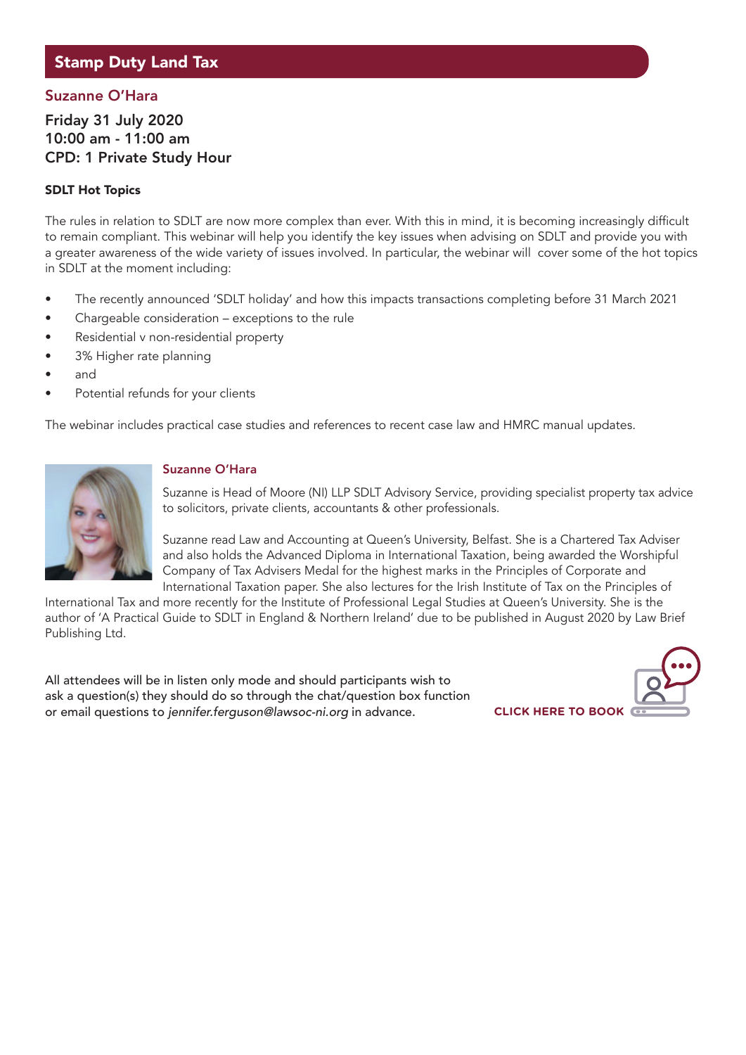## Stamp Duty Land Tax

### Suzanne O'Hara

**Friday 31 July 2020**
**10:00 am - 11:00 am**
**CPD: 1 Private Study Hour**

**SDLT Hot Topics**

The rules in relation to SDLT are now more complex than ever. With this in mind, it is becoming increasingly difficult to remain compliant. This webinar will help you identify the key issues when advising on SDLT and provide you with a greater awareness of the wide variety of issues involved. In particular, the webinar will cover some of the hot topics in SDLT at the moment including:

- The recently announced 'SDLT holiday' and how this impacts transactions completing before 31 March 2021
- Chargeable consideration – exceptions to the rule
- Residential v non-residential property
- 3% Higher rate planning
- and
- Potential refunds for your clients

The webinar includes practical case studies and references to recent case law and HMRC manual updates.

**Suzanne O'Hara**

Suzanne is Head of Moore (NI) LLP SDLT Advisory Service, providing specialist property tax advice to solicitors, private clients, accountants & other professionals.

Suzanne read Law and Accounting at Queen's University, Belfast. She is a Chartered Tax Adviser and also holds the Advanced Diploma in International Taxation, being awarded the Worshipful Company of Tax Advisers Medal for the highest marks in the Principles of Corporate and International Taxation paper. She also lectures for the Irish Institute of Tax on the Principles of International Tax and more recently for the Institute of Professional Legal Studies at Queen's University. She is the author of 'A Practical Guide to SDLT in England & Northern Ireland' due to be published in August 2020 by Law Brief Publishing Ltd.

All attendees will be in listen only mode and should participants wish to ask a question(s) they should do so through the chat/question box function or email questions to *jennifer.ferguson@lawsoc-ni.org* in advance.

**CLICK HERE TO BOOK**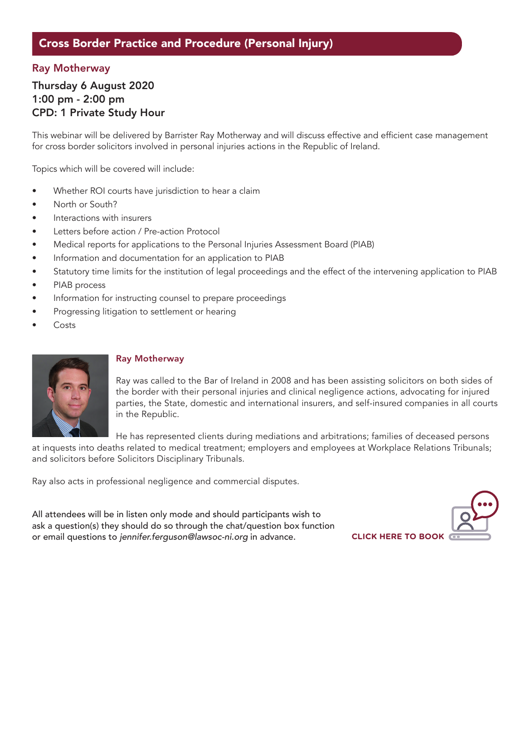## Cross Border Practice and Procedure (Personal Injury)

### Ray Motherway

**Thursday 6 August 2020**
**1:00 pm - 2:00 pm**
**CPD: 1 Private Study Hour**

This webinar will be delivered by Barrister Ray Motherway and will discuss effective and efficient case management for cross border solicitors involved in personal injuries actions in the Republic of Ireland.

Topics which will be covered will include:

- Whether ROI courts have jurisdiction to hear a claim
- North or South?
- Interactions with insurers
- Letters before action / Pre-action Protocol
- Medical reports for applications to the Personal Injuries Assessment Board (PIAB)
- Information and documentation for an application to PIAB
- Statutory time limits for the institution of legal proceedings and the effect of the intervening application to PIAB
- PIAB process
- Information for instructing counsel to prepare proceedings
- Progressing litigation to settlement or hearing
- Costs

### Ray Motherway

Ray was called to the Bar of Ireland in 2008 and has been assisting solicitors on both sides of the border with their personal injuries and clinical negligence actions, advocating for injured parties, the State, domestic and international insurers, and self-insured companies in all courts in the Republic.

He has represented clients during mediations and arbitrations; families of deceased persons at inquests into deaths related to medical treatment; employers and employees at Workplace Relations Tribunals; and solicitors before Solicitors Disciplinary Tribunals.

Ray also acts in professional negligence and commercial disputes.

All attendees will be in listen only mode and should participants wish to ask a question(s) they should do so through the chat/question box function or email questions to *jennifer.ferguson@lawsoc-ni.org* in advance.

**CLICK HERE TO BOOK**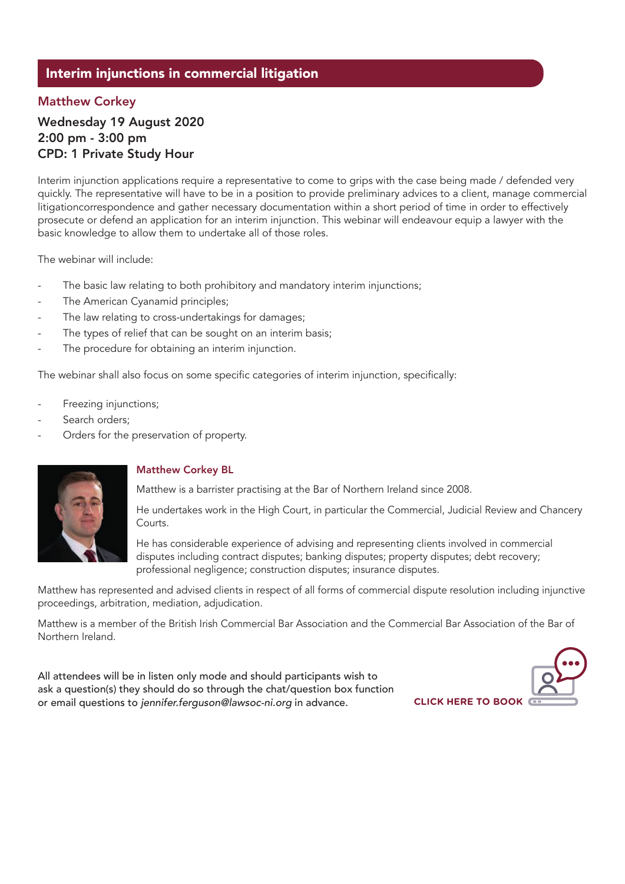## Interim injunctions in commercial litigation

### Matthew Corkey

**Wednesday 19 August 2020**
**2:00 pm - 3:00 pm**
**CPD: 1 Private Study Hour**

Interim injunction applications require a representative to come to grips with the case being made / defended very quickly. The representative will have to be in a position to provide preliminary advices to a client, manage commercial litigationcorrespondence and gather necessary documentation within a short period of time in order to effectively prosecute or defend an application for an interim injunction. This webinar will endeavour equip a lawyer with the basic knowledge to allow them to undertake all of those roles.

The webinar will include:

- The basic law relating to both prohibitory and mandatory interim injunctions;
- The American Cyanamid principles;
- The law relating to cross-undertakings for damages;
- The types of relief that can be sought on an interim basis;
- The procedure for obtaining an interim injunction.

The webinar shall also focus on some specific categories of interim injunction, specifically:

- Freezing injunctions;
- Search orders;
- Orders for the preservation of property.

**Matthew Corkey BL**

Matthew is a barrister practising at the Bar of Northern Ireland since 2008.

He undertakes work in the High Court, in particular the Commercial, Judicial Review and Chancery Courts.

He has considerable experience of advising and representing clients involved in commercial disputes including contract disputes; banking disputes; property disputes; debt recovery; professional negligence; construction disputes; insurance disputes.

Matthew has represented and advised clients in respect of all forms of commercial dispute resolution including injunctive proceedings, arbitration, mediation, adjudication.

Matthew is a member of the British Irish Commercial Bar Association and the Commercial Bar Association of the Bar of Northern Ireland.

All attendees will be in listen only mode and should participants wish to ask a question(s) they should do so through the chat/question box function or email questions to *jennifer.ferguson@lawsoc-ni.org* in advance.

**CLICK HERE TO BOOK**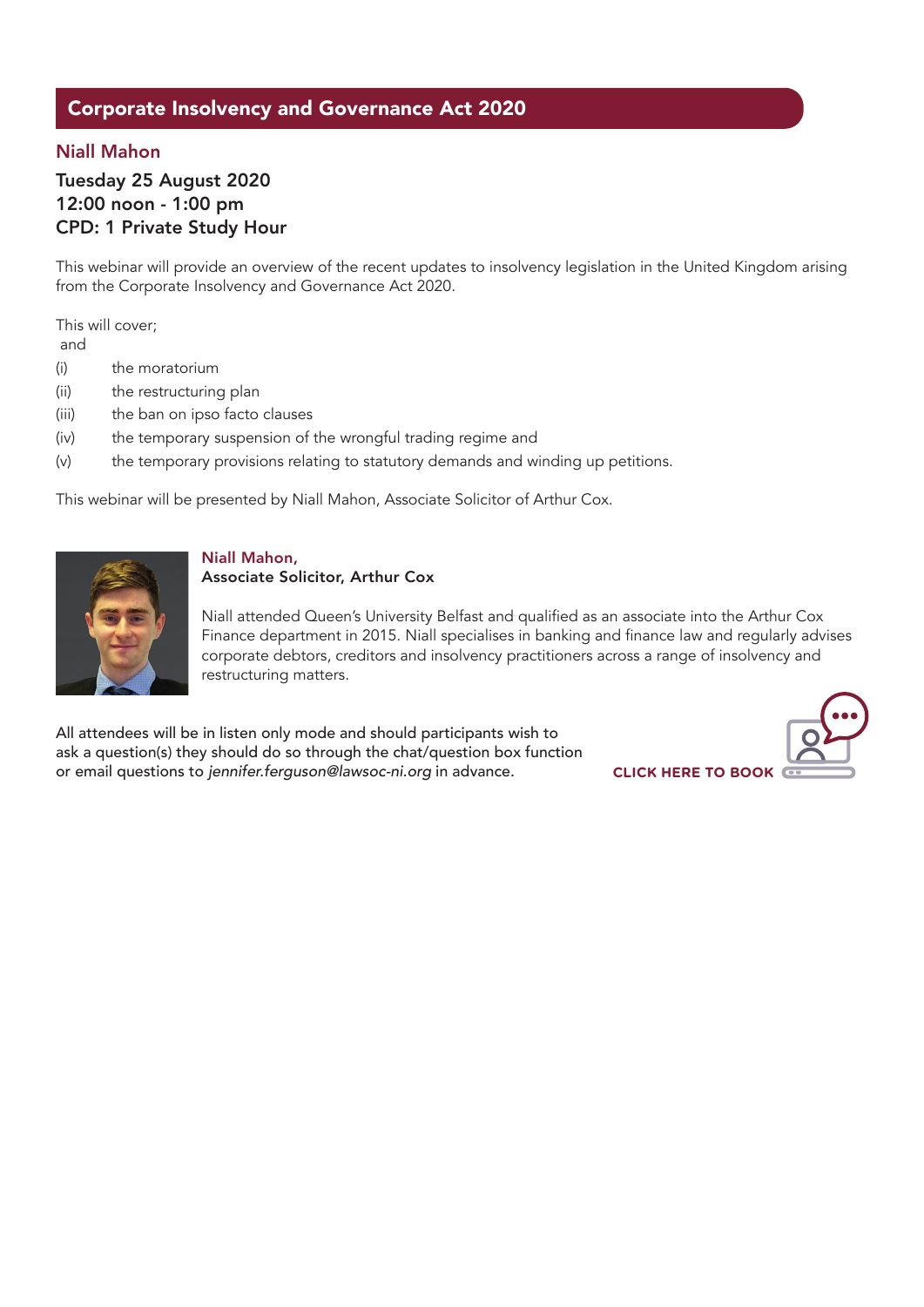## Corporate Insolvency and Governance Act 2020

### Niall Mahon

**Tuesday 25 August 2020**
**12:00 noon - 1:00 pm**
**CPD: 1 Private Study Hour**

This webinar will provide an overview of the recent updates to insolvency legislation in the United Kingdom arising from the Corporate Insolvency and Governance Act 2020.

This will cover;
and

(i) the moratorium
(ii) the restructuring plan
(iii) the ban on ipso facto clauses
(iv) the temporary suspension of the wrongful trading regime and
(v) the temporary provisions relating to statutory demands and winding up petitions.

This webinar will be presented by Niall Mahon, Associate Solicitor of Arthur Cox.

**Niall Mahon,**
**Associate Solicitor, Arthur Cox**

Niall attended Queen's University Belfast and qualified as an associate into the Arthur Cox Finance department in 2015. Niall specialises in banking and finance law and regularly advises corporate debtors, creditors and insolvency practitioners across a range of insolvency and restructuring matters.

All attendees will be in listen only mode and should participants wish to ask a question(s) they should do so through the chat/question box function or email questions to *jennifer.ferguson@lawsoc-ni.org* in advance.

**CLICK HERE TO BOOK**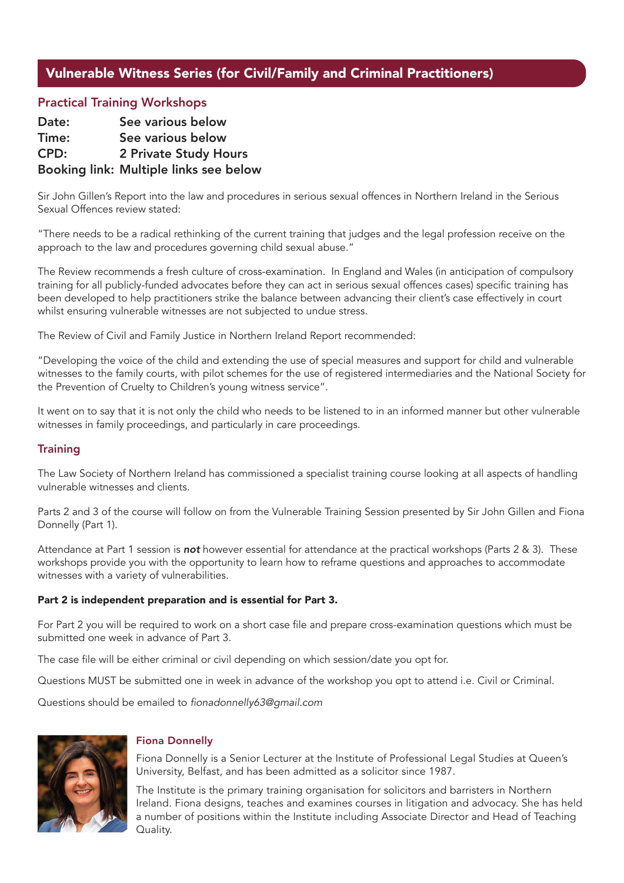## Vulnerable Witness Series (for Civil/Family and Criminal Practitioners)

### Practical Training Workshops

**Date:** See various below
**Time:** See various below
**CPD:** 2 Private Study Hours
**Booking link:** Multiple links see below

Sir John Gillen's Report into the law and procedures in serious sexual offences in Northern Ireland in the Serious Sexual Offences review stated:

"There needs to be a radical rethinking of the current training that judges and the legal profession receive on the approach to the law and procedures governing child sexual abuse."

The Review recommends a fresh culture of cross-examination. In England and Wales (in anticipation of compulsory training for all publicly-funded advocates before they can act in serious sexual offences cases) specific training has been developed to help practitioners strike the balance between advancing their client's case effectively in court whilst ensuring vulnerable witnesses are not subjected to undue stress.

The Review of Civil and Family Justice in Northern Ireland Report recommended:

"Developing the voice of the child and extending the use of special measures and support for child and vulnerable witnesses to the family courts, with pilot schemes for the use of registered intermediaries and the National Society for the Prevention of Cruelty to Children's young witness service".

It went on to say that it is not only the child who needs to be listened to in an informed manner but other vulnerable witnesses in family proceedings, and particularly in care proceedings.

### Training

The Law Society of Northern Ireland has commissioned a specialist training course looking at all aspects of handling vulnerable witnesses and clients.

Parts 2 and 3 of the course will follow on from the Vulnerable Training Session presented by Sir John Gillen and Fiona Donnelly (Part 1).

Attendance at Part 1 session is ***not*** however essential for attendance at the practical workshops (Parts 2 & 3). These workshops provide you with the opportunity to learn how to reframe questions and approaches to accommodate witnesses with a variety of vulnerabilities.

**Part 2 is independent preparation and is essential for Part 3.**

For Part 2 you will be required to work on a short case file and prepare cross-examination questions which must be submitted one week in advance of Part 3.

The case file will be either criminal or civil depending on which session/date you opt for.

Questions MUST be submitted one in week in advance of the workshop you opt to attend i.e. Civil or Criminal.

Questions should be emailed to *fionadonnelly63@gmail.com*

### Fiona Donnelly

Fiona Donnelly is a Senior Lecturer at the Institute of Professional Legal Studies at Queen's University, Belfast, and has been admitted as a solicitor since 1987.

The Institute is the primary training organisation for solicitors and barristers in Northern Ireland. Fiona designs, teaches and examines courses in litigation and advocacy. She has held a number of positions within the Institute including Associate Director and Head of Teaching Quality.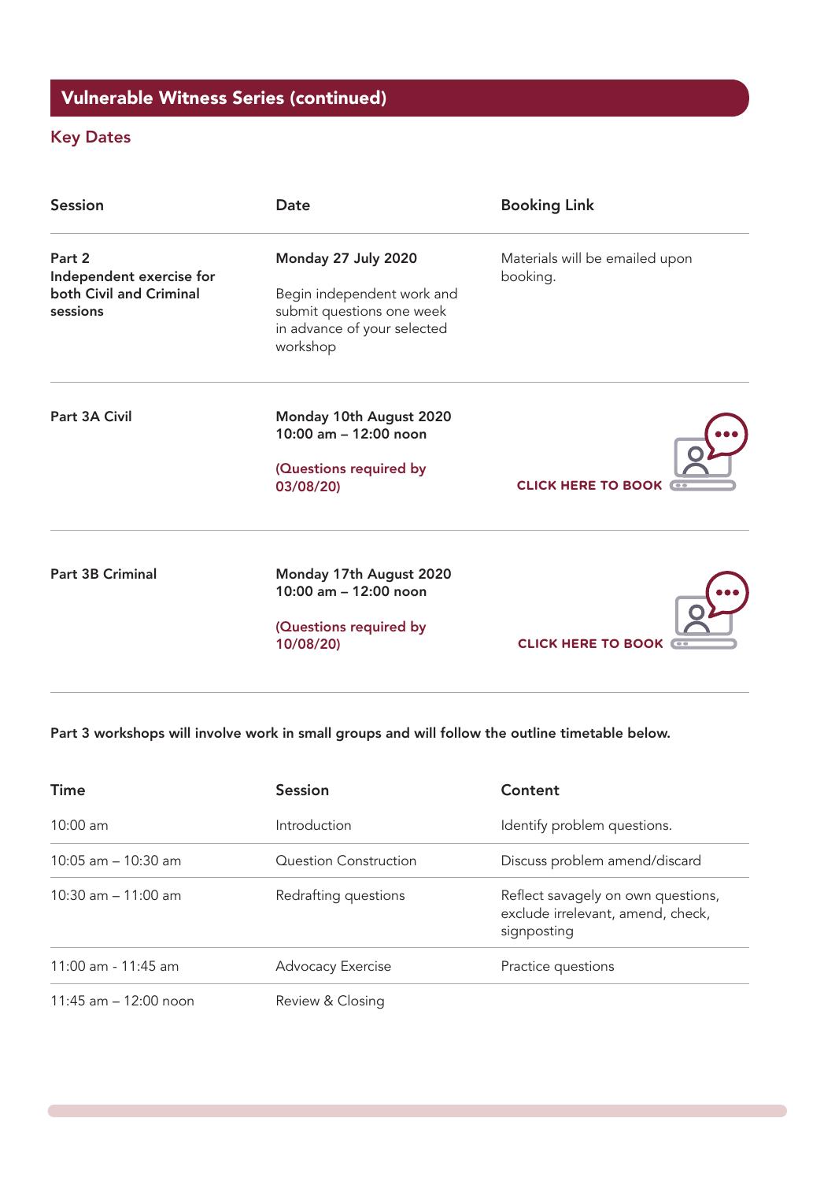## Vulnerable Witness Series (continued)

### Key Dates

| Session | Date | Booking Link |
|---|---|---|
| **Part 2**<br>**Independent exercise for both Civil and Criminal sessions** | **Monday 27 July 2020**<br><br>Begin independent work and submit questions one week in advance of your selected workshop | Materials will be emailed upon booking. |
| **Part 3A Civil** | **Monday 10th August 2020**<br>**10:00 am – 12:00 noon**<br><br>**(Questions required by 03/08/20)** | **CLICK HERE TO BOOK** |
| **Part 3B Criminal** | **Monday 17th August 2020**<br>**10:00 am – 12:00 noon**<br><br>**(Questions required by 10/08/20)** | **CLICK HERE TO BOOK** |

**Part 3 workshops will involve work in small groups and will follow the outline timetable below.**

| Time | Session | Content |
|---|---|---|
| 10:00 am | Introduction | Identify problem questions. |
| 10:05 am – 10:30 am | Question Construction | Discuss problem amend/discard |
| 10:30 am – 11:00 am | Redrafting questions | Reflect savagely on own questions, exclude irrelevant, amend, check, signposting |
| 11:00 am - 11:45 am | Advocacy Exercise | Practice questions |
| 11:45 am – 12:00 noon | Review & Closing | |